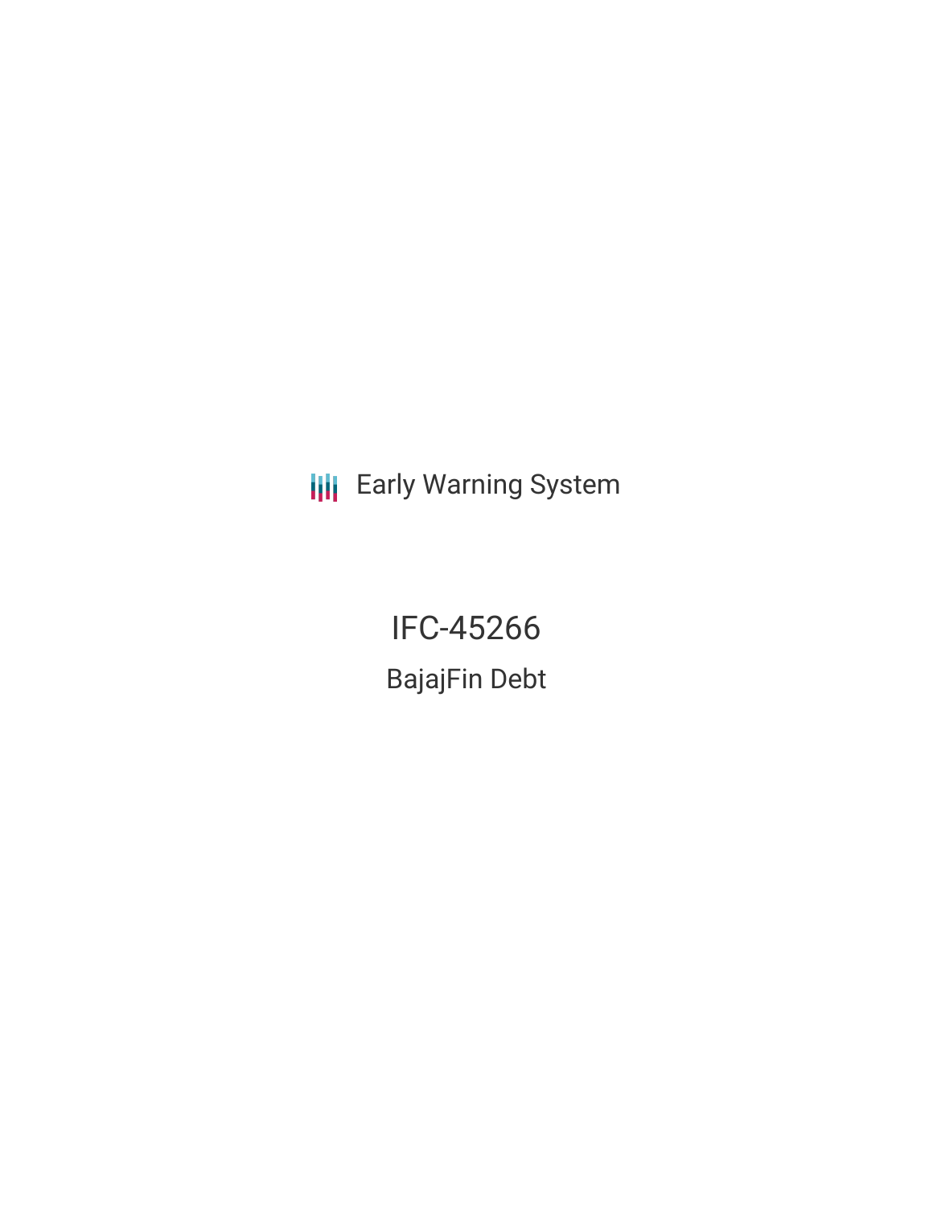Early Warning System

# IFC-45266

## BajajFin Debt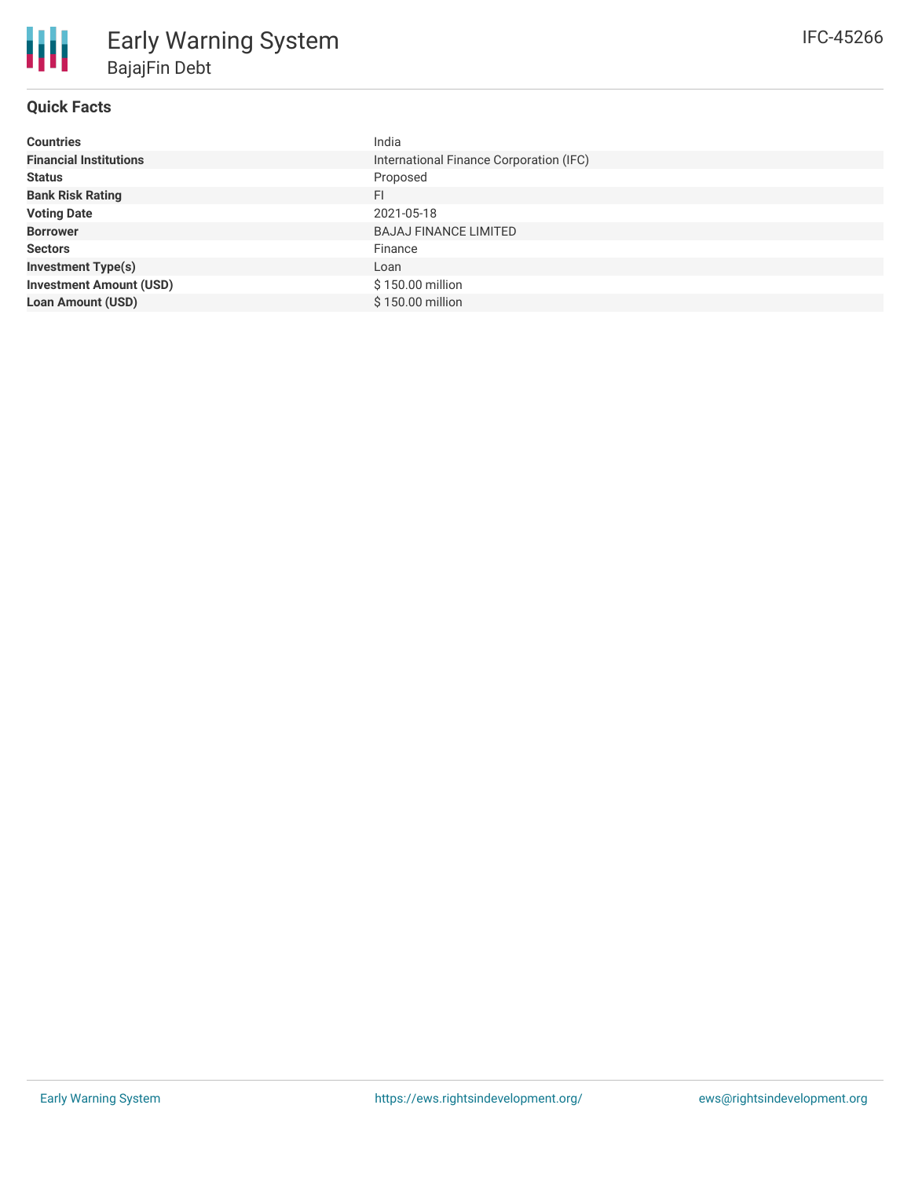# Early Warning System

## BajajFin Debt

IFC-45266

### Quick Facts

| | |
|---|---|
| **Countries** | India |
| **Financial Institutions** | International Finance Corporation (IFC) |
| **Status** | Proposed |
| **Bank Risk Rating** | FI |
| **Voting Date** | 2021-05-18 |
| **Borrower** | BAJAJ FINANCE LIMITED |
| **Sectors** | Finance |
| **Investment Type(s)** | Loan |
| **Investment Amount (USD)** | $ 150.00 million |
| **Loan Amount (USD)** | $ 150.00 million |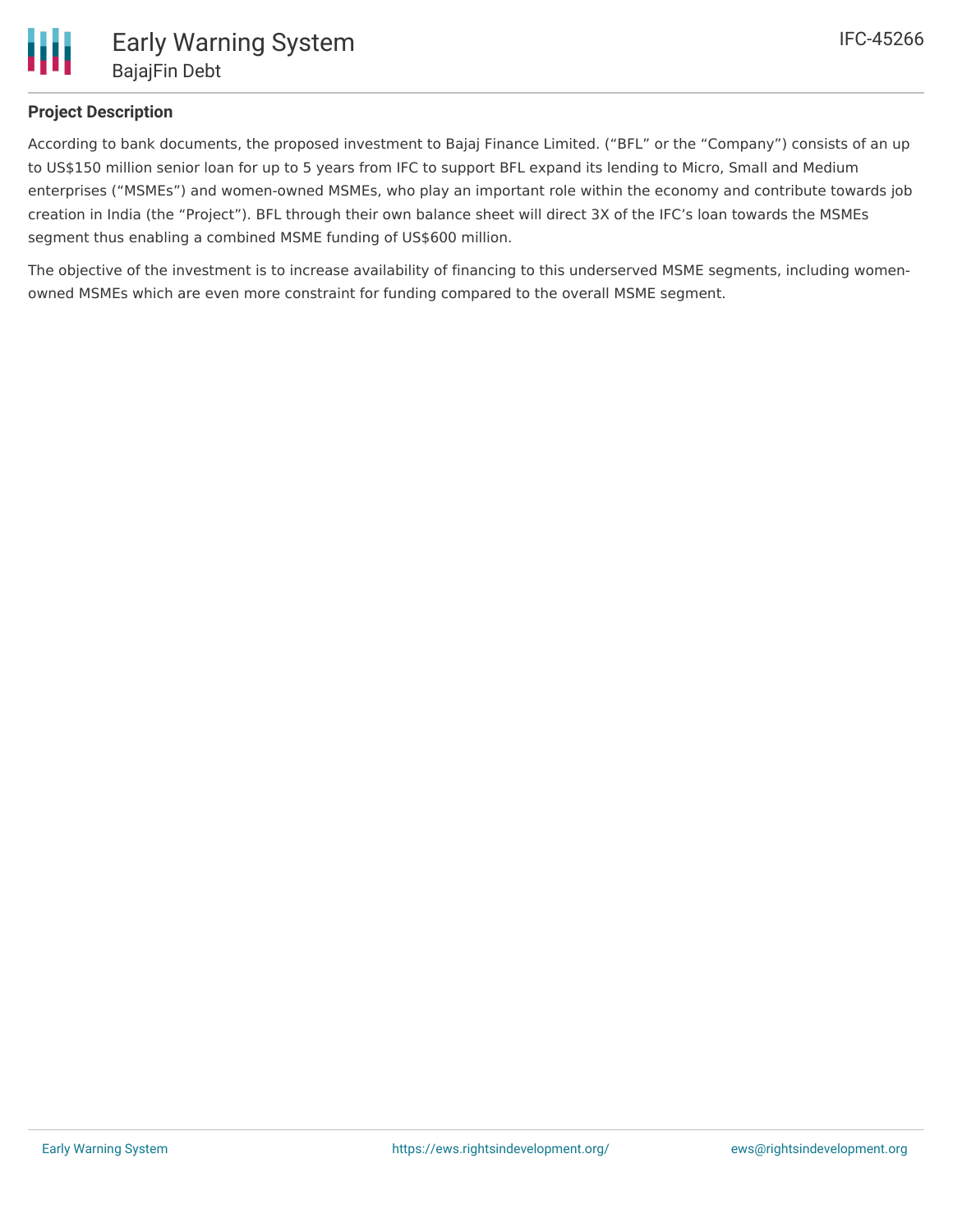### Project Description

According to bank documents, the proposed investment to Bajaj Finance Limited. ("BFL" or the "Company") consists of an up to US$150 million senior loan for up to 5 years from IFC to support BFL expand its lending to Micro, Small and Medium enterprises ("MSMEs") and women-owned MSMEs, who play an important role within the economy and contribute towards job creation in India (the "Project"). BFL through their own balance sheet will direct 3X of the IFC's loan towards the MSMEs segment thus enabling a combined MSME funding of US$600 million.

The objective of the investment is to increase availability of financing to this underserved MSME segments, including women-owned MSMEs which are even more constraint for funding compared to the overall MSME segment.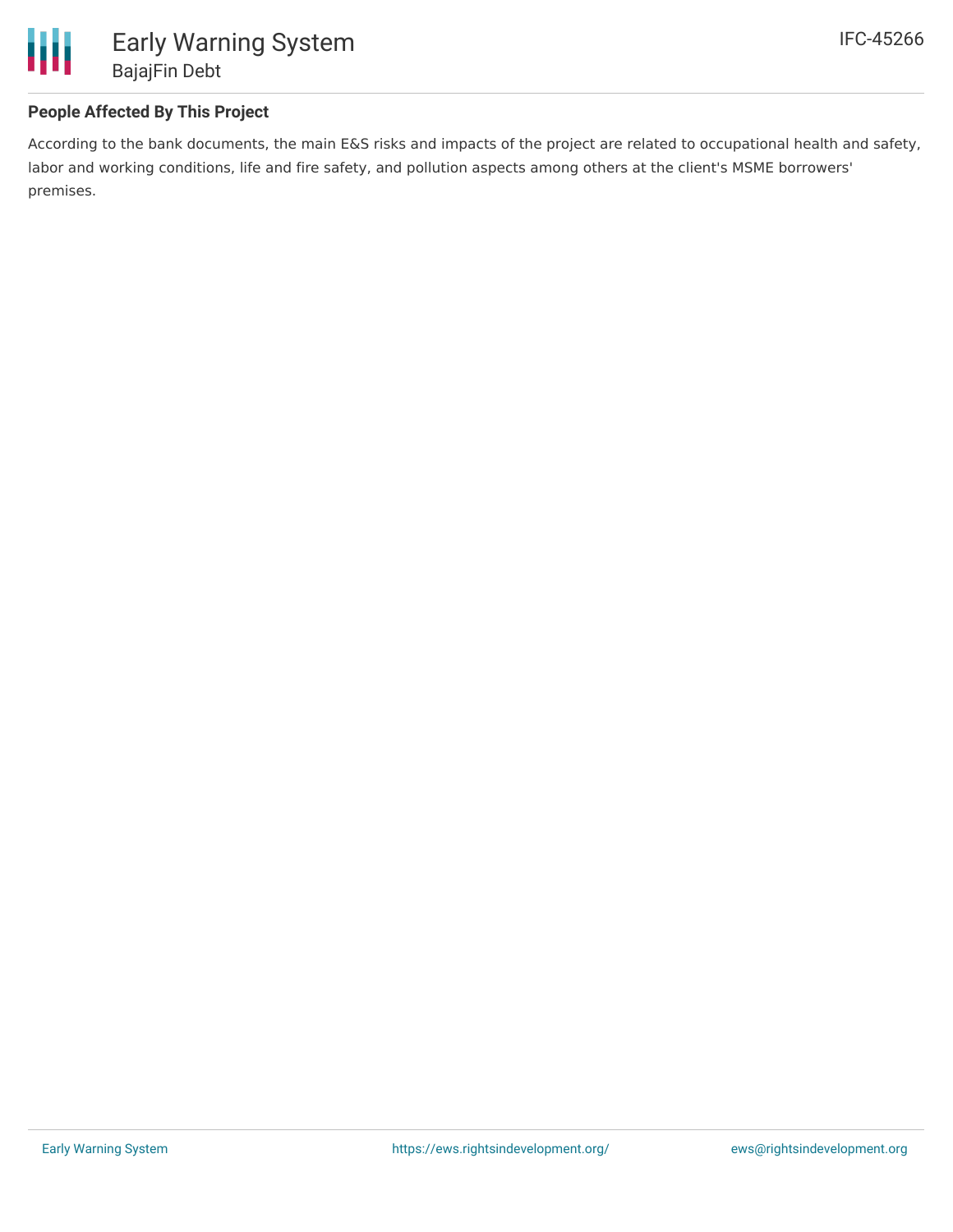## People Affected By This Project

According to the bank documents, the main E&S risks and impacts of the project are related to occupational health and safety, labor and working conditions, life and fire safety, and pollution aspects among others at the client's MSME borrowers' premises.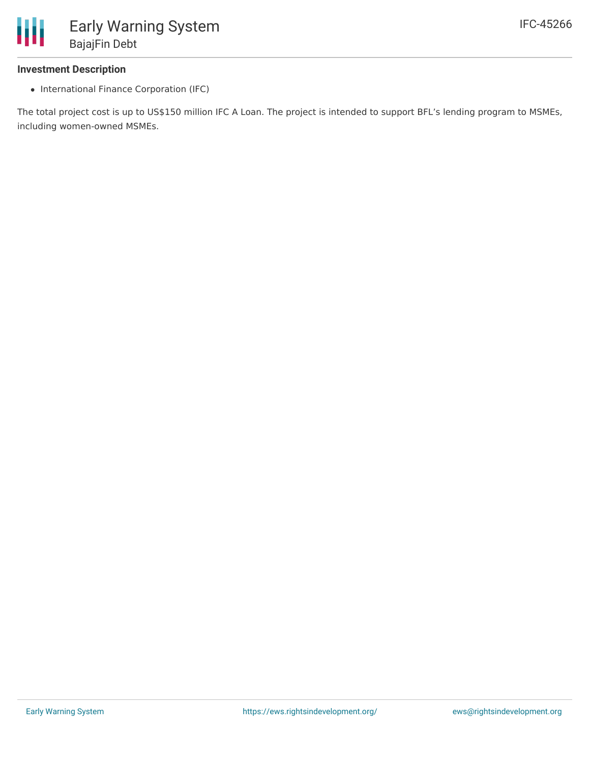### Investment Description

- International Finance Corporation (IFC)

The total project cost is up to US$150 million IFC A Loan. The project is intended to support BFL's lending program to MSMEs, including women-owned MSMEs.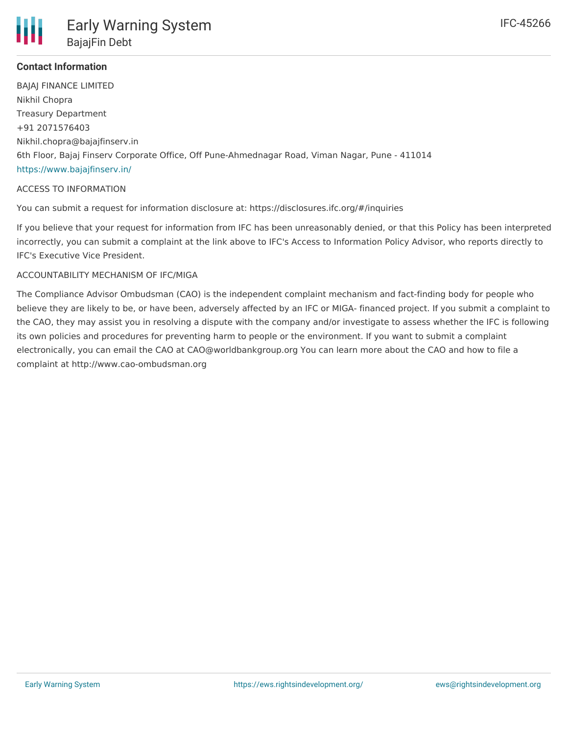**Contact Information**

BAJAJ FINANCE LIMITED
Nikhil Chopra
Treasury Department
+91 2071576403
Nikhil.chopra@bajajfinserv.in
6th Floor, Bajaj Finserv Corporate Office, Off Pune-Ahmednagar Road, Viman Nagar, Pune - 411014
https://www.bajajfinserv.in/

ACCESS TO INFORMATION

You can submit a request for information disclosure at: https://disclosures.ifc.org/#/inquiries

If you believe that your request for information from IFC has been unreasonably denied, or that this Policy has been interpreted incorrectly, you can submit a complaint at the link above to IFC's Access to Information Policy Advisor, who reports directly to IFC's Executive Vice President.

ACCOUNTABILITY MECHANISM OF IFC/MIGA

The Compliance Advisor Ombudsman (CAO) is the independent complaint mechanism and fact-finding body for people who believe they are likely to be, or have been, adversely affected by an IFC or MIGA- financed project. If you submit a complaint to the CAO, they may assist you in resolving a dispute with the company and/or investigate to assess whether the IFC is following its own policies and procedures for preventing harm to people or the environment. If you want to submit a complaint electronically, you can email the CAO at CAO@worldbankgroup.org You can learn more about the CAO and how to file a complaint at http://www.cao-ombudsman.org